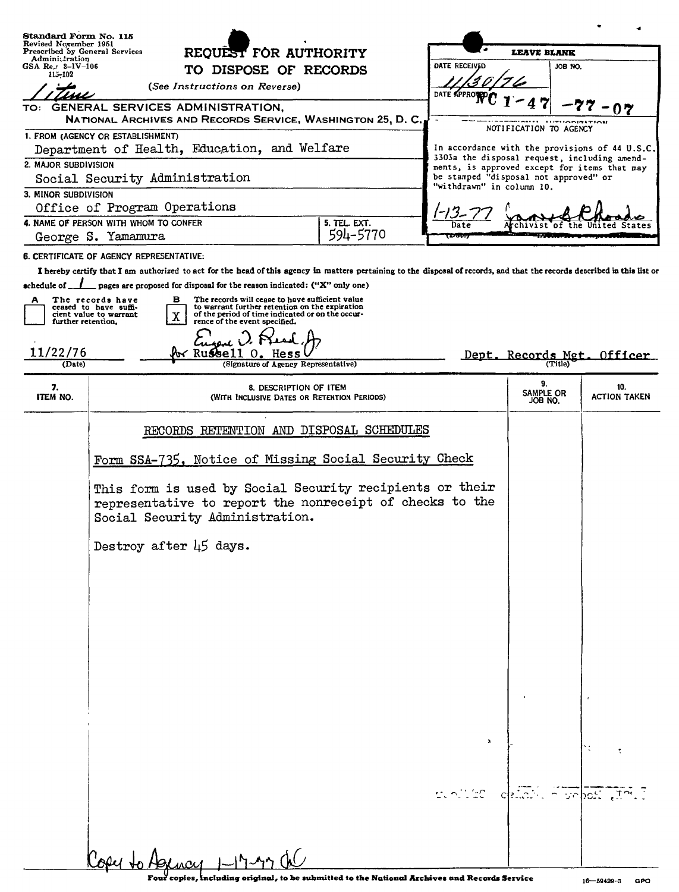Standard Form No. 115
Revised November 1951
Prescribed by General Services Administration
GSA Reg. 3-IV-106
115-102

# REQUEST FOR AUTHORITY TO DISPOSE OF RECORDS

*(See Instructions on Reverse)*

Litune

TO: GENERAL SERVICES ADMINISTRATION,
NATIONAL ARCHIVES AND RECORDS SERVICE, WASHINGTON 25, D. C.

**LEAVE BLANK**

DATE RECEIVED: 11/30/76

JOB NO.: NC 1-47-77-07

DATE APPROVED

NOTIFICATION TO AGENCY

In accordance with the provisions of 44 U.S.C. 3303a the disposal request, including amendments, is approved except for items that may be stamped "disposal not approved" or "withdrawn" in column 10.

1-13-77 (Date) — James B. Rhoads, Archivist of the United States

1. FROM (AGENCY OR ESTABLISHMENT): Department of Health, Education, and Welfare
2. MAJOR SUBDIVISION: Social Security Administration
3. MINOR SUBDIVISION: Office of Program Operations
4. NAME OF PERSON WITH WHOM TO CONFER: George S. Yamamura
5. TEL. EXT.: 594-5770

6. CERTIFICATE OF AGENCY REPRESENTATIVE:

I hereby certify that I am authorized to act for the head of this agency in matters pertaining to the disposal of records, and that the records described in this list or schedule of 1 pages are proposed for disposal for the reason indicated: ("X" only one)

- A [ ] The records have ceased to have sufficient value to warrant further retention.
- B [X] The records will cease to have sufficient value to warrant further retention on the expiration of the period of time indicated or on the occurrence of the event specified.

11/22/76 (Date) — Eugene O. Reed, Jr. for Russell O. Hess (Signature of Agency Representative) — Dept. Records Mgt. Officer (Title)

| 7. ITEM NO. | 8. DESCRIPTION OF ITEM (WITH INCLUSIVE DATES OR RETENTION PERIODS) | 9. SAMPLE OR JOB NO. | 10. ACTION TAKEN |
|---|---|---|---|
| | RECORDS RETENTION AND DISPOSAL SCHEDULES<br><br>Form SSA-735, Notice of Missing Social Security Check<br><br>This form is used by Social Security recipients or their representative to report the nonreceipt of checks to the Social Security Administration.<br><br>Destroy after 45 days. | | |

Copy to Agency 1-17-77 (initials)

Four copies, including original, to be submitted to the National Archives and Records Service

16—59429-3 GPO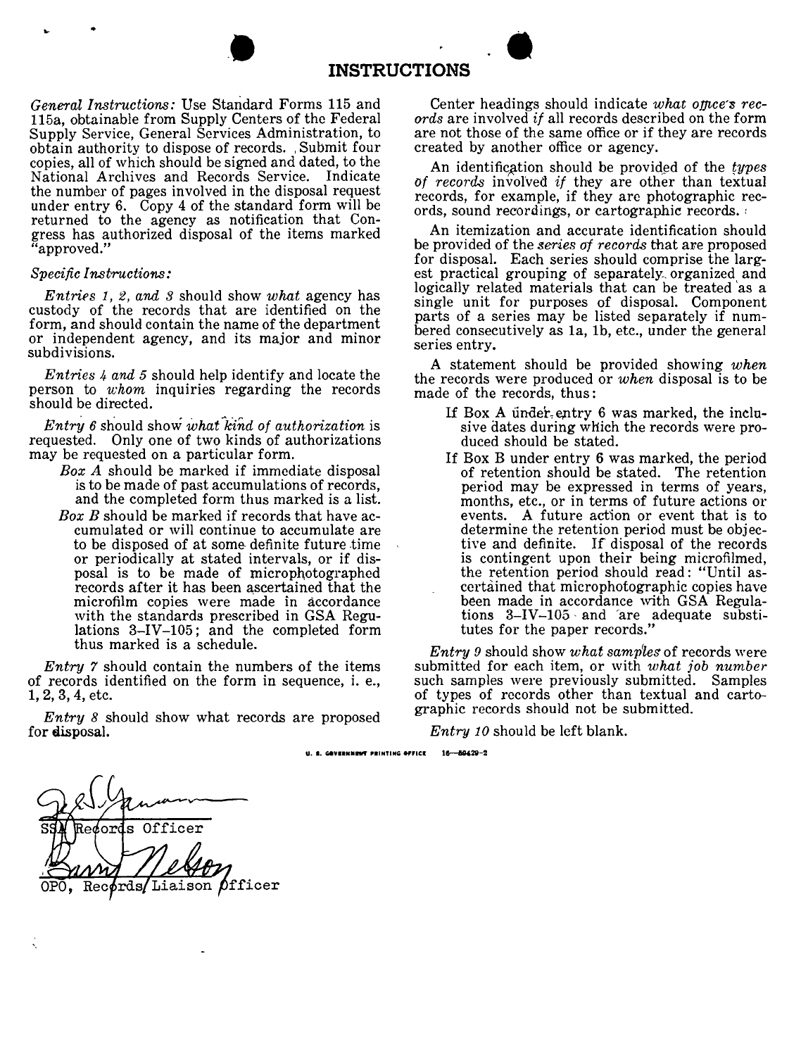# INSTRUCTIONS

*General Instructions:* Use Standard Forms 115 and 115a, obtainable from Supply Centers of the Federal Supply Service, General Services Administration, to obtain authority to dispose of records. Submit four copies, all of which should be signed and dated, to the National Archives and Records Service. Indicate the number of pages involved in the disposal request under entry 6. Copy 4 of the standard form will be returned to the agency as notification that Congress has authorized disposal of the items marked "approved."

*Specific Instructions:*

*Entries 1, 2, and 3* should show *what* agency has custody of the records that are identified on the form, and should contain the name of the department or independent agency, and its major and minor subdivisions.

*Entries 4 and 5* should help identify and locate the person to *whom* inquiries regarding the records should be directed.

*Entry 6* should show *what kind of authorization* is requested. Only one of two kinds of authorizations may be requested on a particular form.

- *Box A* should be marked if immediate disposal is to be made of past accumulations of records, and the completed form thus marked is a list.
- *Box B* should be marked if records that have accumulated or will continue to accumulate are to be disposed of at some definite future time or periodically at stated intervals, or if disposal is to be made of microphotographed records after it has been ascertained that the microfilm copies were made in accordance with the standards prescribed in GSA Regulations 3-IV-105; and the completed form thus marked is a schedule.

*Entry 7* should contain the numbers of the items of records identified on the form in sequence, i. e., 1, 2, 3, 4, etc.

*Entry 8* should show what records are proposed for disposal.

Center headings should indicate *what office's records* are involved *if* all records described on the form are not those of the same office or if they are records created by another office or agency.

An identification should be provided of the *types of records* involved *if* they are other than textual records, for example, if they are photographic records, sound recordings, or cartographic records.

An itemization and accurate identification should be provided of the *series of records* that are proposed for disposal. Each series should comprise the largest practical grouping of separately organized and logically related materials that can be treated as a single unit for purposes of disposal. Component parts of a series may be listed separately if numbered consecutively as 1a, 1b, etc., under the general series entry.

A statement should be provided showing *when* the records were produced or *when* disposal is to be made of the records, thus:

- If Box A under entry 6 was marked, the inclusive dates during which the records were produced should be stated.
- If Box B under entry 6 was marked, the period of retention should be stated. The retention period may be expressed in terms of years, months, etc., or in terms of future actions or events. A future action or event that is to determine the retention period must be objective and definite. If disposal of the records is contingent upon their being microfilmed, the retention period should read: "Until ascertained that microphotographic copies have been made in accordance with GSA Regulations 3-IV-105 and are adequate substitutes for the paper records."

*Entry 9* should show *what samples* of records were submitted for each item, or with *what job number* such samples were previously submitted. Samples of types of records other than textual and cartographic records should not be submitted.

*Entry 10* should be left blank.

U. S. GOVERNMENT PRINTING OFFICE 16—80429-2

SSA Records Officer

OPO, Records/Liaison Officer